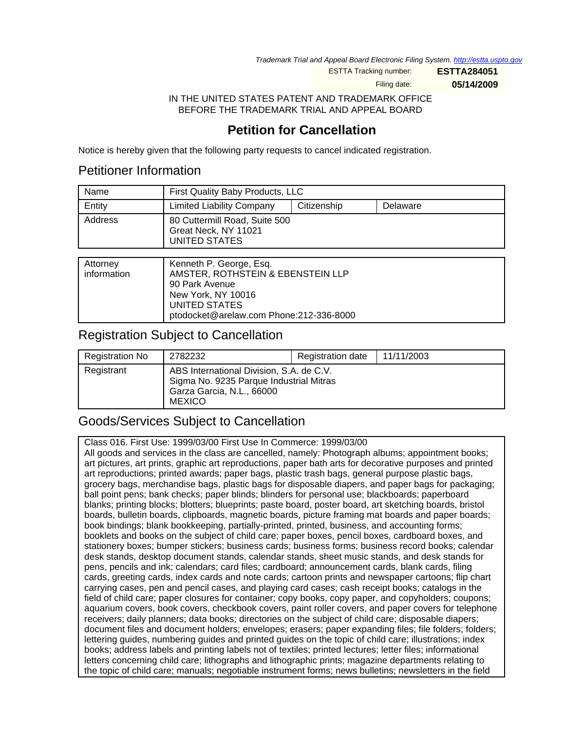*Trademark Trial and Appeal Board Electronic Filing System. http://estta.uspto.gov*

ESTTA Tracking number: **ESTTA284051**

Filing date: **05/14/2009**

IN THE UNITED STATES PATENT AND TRADEMARK OFFICE
BEFORE THE TRADEMARK TRIAL AND APPEAL BOARD

# Petition for Cancellation

Notice is hereby given that the following party requests to cancel indicated registration.

## Petitioner Information

| Name | First Quality Baby Products, LLC | | |
|---|---|---|---|
| Entity | Limited Liability Company | Citizenship | Delaware |
| Address | 80 Cuttermill Road, Suite 500<br>Great Neck, NY 11021<br>UNITED STATES | | |

| Attorney information | Kenneth P. George, Esq.<br>AMSTER, ROTHSTEIN & EBENSTEIN LLP<br>90 Park Avenue<br>New York, NY 10016<br>UNITED STATES<br>ptodocket@arelaw.com Phone:212-336-8000 |
|---|---|

## Registration Subject to Cancellation

| Registration No | 2782232 | Registration date | 11/11/2003 |
|---|---|---|---|
| Registrant | ABS International Division, S.A. de C.V.<br>Sigma No. 9235 Parque Industrial Mitras<br>Garza Garcia, N.L., 66000<br>MEXICO | | |

## Goods/Services Subject to Cancellation

Class 016. First Use: 1999/03/00 First Use In Commerce: 1999/03/00
All goods and services in the class are cancelled, namely: Photograph albums; appointment books; art pictures, art prints, graphic art reproductions, paper bath arts for decorative purposes and printed art reproductions; printed awards; paper bags, plastic trash bags, general purpose plastic bags, grocery bags, merchandise bags, plastic bags for disposable diapers, and paper bags for packaging; ball point pens; bank checks; paper blinds; blinders for personal use; blackboards; paperboard blanks; printing blocks; blotters; blueprints; paste board, poster board, art sketching boards, bristol boards, bulletin boards, clipboards, magnetic boards, picture framing mat boards and paper boards; book bindings; blank bookkeeping, partially-printed, printed, business, and accounting forms; booklets and books on the subject of child care; paper boxes, pencil boxes, cardboard boxes, and stationery boxes; bumper stickers; business cards; business forms; business record books; calendar desk stands, desktop document stands, calendar stands, sheet music stands, and desk stands for pens, pencils and ink; calendars; card files; cardboard; announcement cards, blank cards, filing cards, greeting cards, index cards and note cards; cartoon prints and newspaper cartoons; flip chart carrying cases, pen and pencil cases, and playing card cases; cash receipt books; catalogs in the field of child care; paper closures for container; copy books, copy paper, and copyholders; coupons; aquarium covers, book covers, checkbook covers, paint roller covers, and paper covers for telephone receivers; daily planners; data books; directories on the subject of child care; disposable diapers; document files and document holders; envelopes; erasers; paper expanding files; file folders; folders; lettering guides, numbering guides and printed guides on the topic of child care; illustrations; index books; address labels and printing labels not of textiles; printed lectures; letter files; informational letters concerning child care; lithographs and lithographic prints; magazine departments relating to the topic of child care; manuals; negotiable instrument forms; news bulletins; newsletters in the field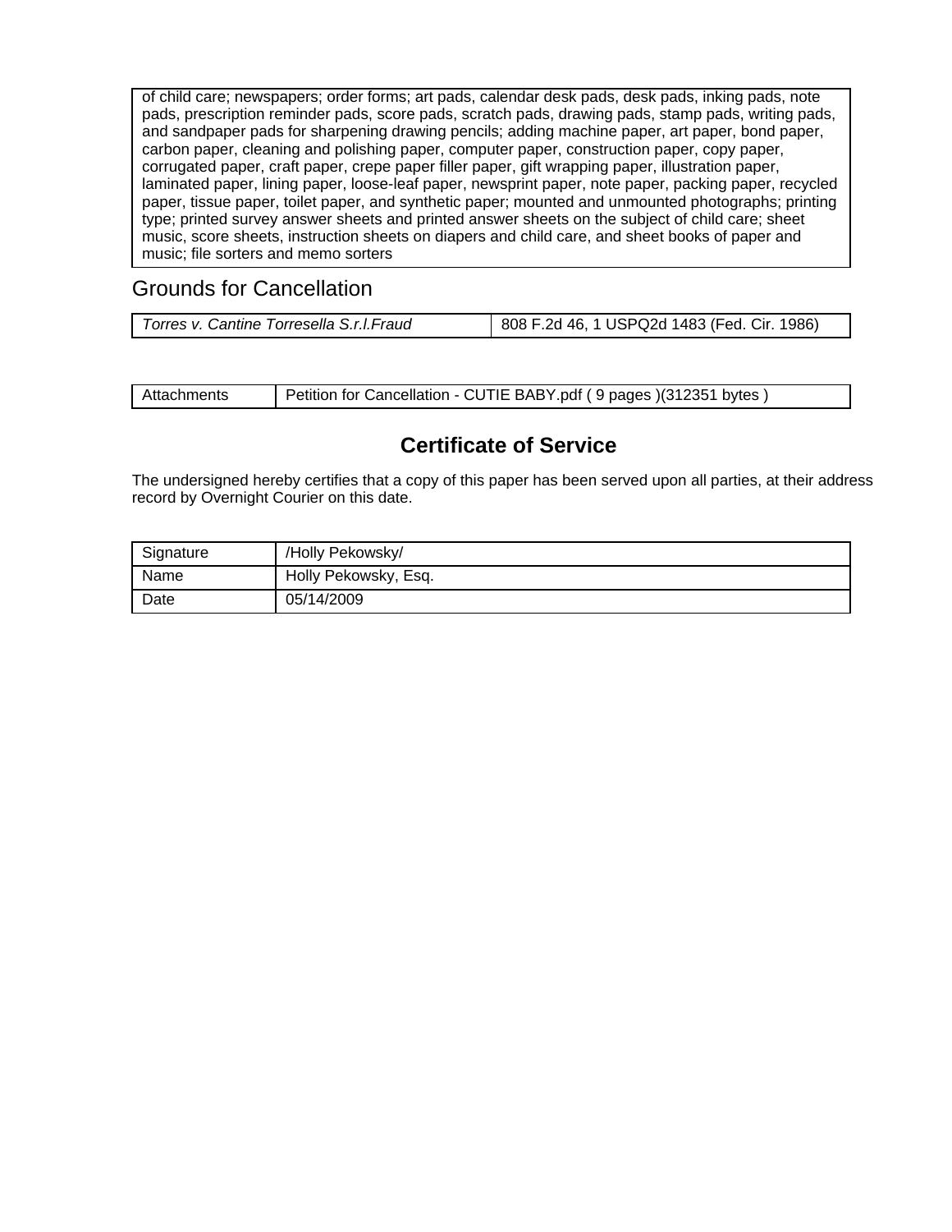| of child care; newspapers; order forms; art pads, calendar desk pads, desk pads, inking pads, note pads, prescription reminder pads, score pads, scratch pads, drawing pads, stamp pads, writing pads, and sandpaper pads for sharpening drawing pencils; adding machine paper, art paper, bond paper, carbon paper, cleaning and polishing paper, computer paper, construction paper, copy paper, corrugated paper, craft paper, crepe paper filler paper, gift wrapping paper, illustration paper, laminated paper, lining paper, loose-leaf paper, newsprint paper, note paper, packing paper, recycled paper, tissue paper, toilet paper, and synthetic paper; mounted and unmounted photographs; printing type; printed survey answer sheets and printed answer sheets on the subject of child care; sheet music, score sheets, instruction sheets on diapers and child care, and sheet books of paper and music; file sorters and memo sorters |
|---|

## Grounds for Cancellation

| *Torres v. Cantine Torresella S.r.l.*Fraud | 808 F.2d 46, 1 USPQ2d 1483 (Fed. Cir. 1986) |
|---|---|

| Attachments | Petition for Cancellation - CUTIE BABY.pdf ( 9 pages )(312351 bytes ) |
|---|---|

## Certificate of Service

The undersigned hereby certifies that a copy of this paper has been served upon all parties, at their address record by Overnight Courier on this date.

| Signature | /Holly Pekowsky/ |
|---|---|
| Name | Holly Pekowsky, Esq. |
| Date | 05/14/2009 |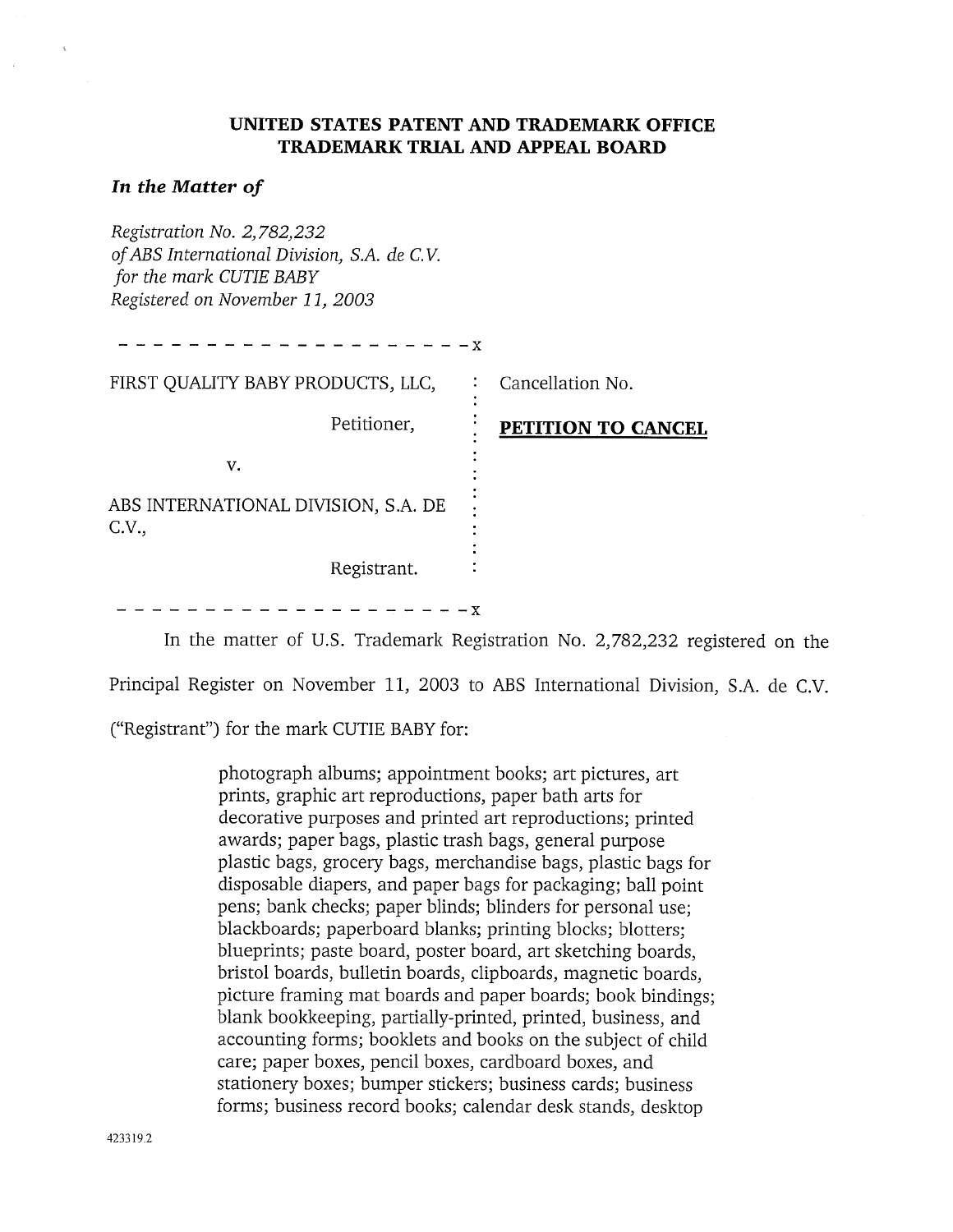**UNITED STATES PATENT AND TRADEMARK OFFICE**
**TRADEMARK TRIAL AND APPEAL BOARD**

***In the Matter of***

*Registration No. 2,782,232*
*of ABS International Division, S.A. de C.V.*
*for the mark CUTIE BABY*
*Registered on November 11, 2003*

| | |
|---|---|
| FIRST QUALITY BABY PRODUCTS, LLC,<br><br>Petitioner,<br><br>v.<br><br>ABS INTERNATIONAL DIVISION, S.A. DE C.V.,<br><br>Registrant. | Cancellation No.<br><br>**PETITION TO CANCEL** |

In the matter of U.S. Trademark Registration No. 2,782,232 registered on the Principal Register on November 11, 2003 to ABS International Division, S.A. de C.V. ("Registrant") for the mark CUTIE BABY for:

> photograph albums; appointment books; art pictures, art prints, graphic art reproductions, paper bath arts for decorative purposes and printed art reproductions; printed awards; paper bags, plastic trash bags, general purpose plastic bags, grocery bags, merchandise bags, plastic bags for disposable diapers, and paper bags for packaging; ball point pens; bank checks; paper blinds; blinders for personal use; blackboards; paperboard blanks; printing blocks; blotters; blueprints; paste board, poster board, art sketching boards, bristol boards, bulletin boards, clipboards, magnetic boards, picture framing mat boards and paper boards; book bindings; blank bookkeeping, partially-printed, printed, business, and accounting forms; booklets and books on the subject of child care; paper boxes, pencil boxes, cardboard boxes, and stationery boxes; bumper stickers; business cards; business forms; business record books; calendar desk stands, desktop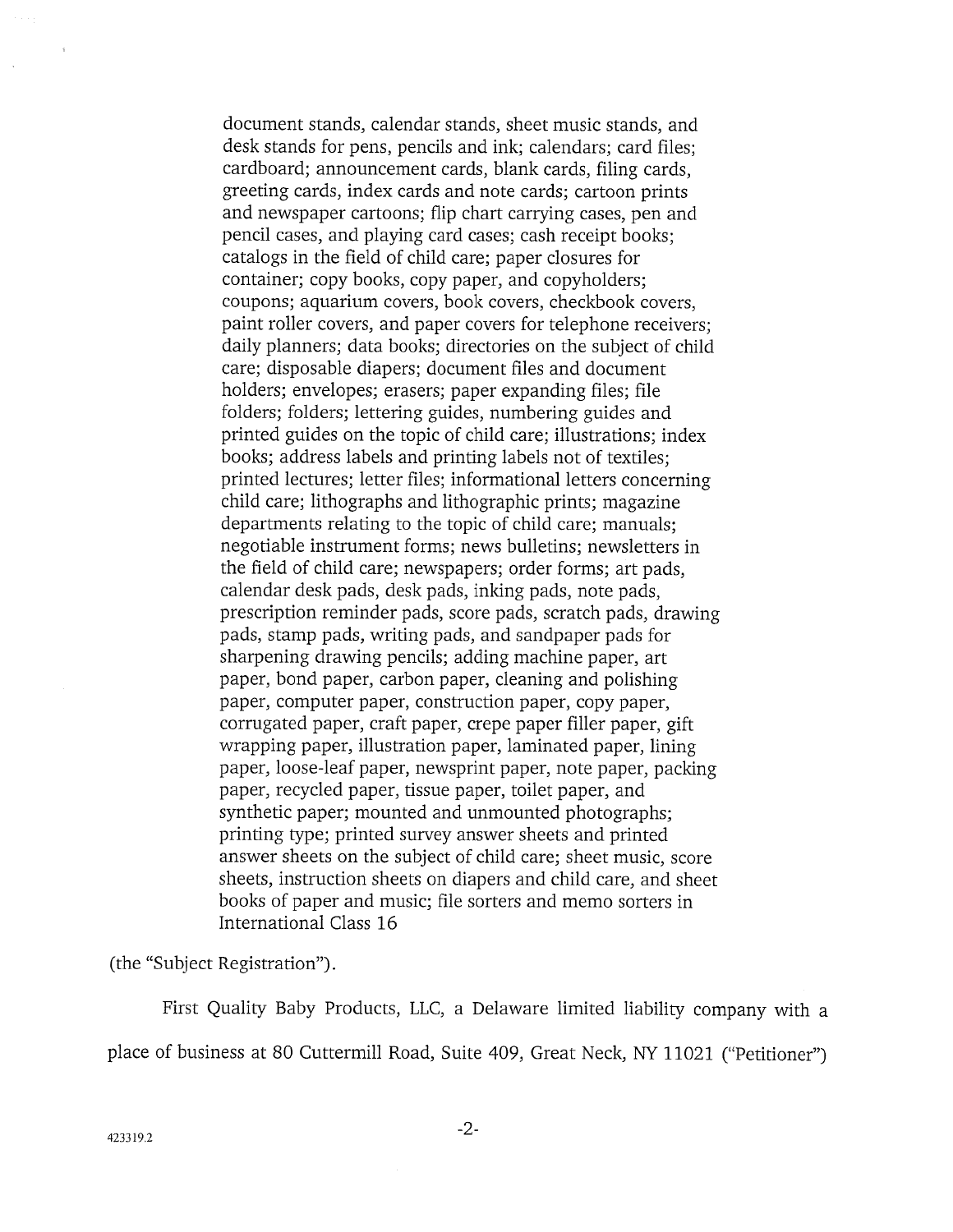document stands, calendar stands, sheet music stands, and desk stands for pens, pencils and ink; calendars; card files; cardboard; announcement cards, blank cards, filing cards, greeting cards, index cards and note cards; cartoon prints and newspaper cartoons; flip chart carrying cases, pen and pencil cases, and playing card cases; cash receipt books; catalogs in the field of child care; paper closures for container; copy books, copy paper, and copyholders; coupons; aquarium covers, book covers, checkbook covers, paint roller covers, and paper covers for telephone receivers; daily planners; data books; directories on the subject of child care; disposable diapers; document files and document holders; envelopes; erasers; paper expanding files; file folders; folders; lettering guides, numbering guides and printed guides on the topic of child care; illustrations; index books; address labels and printing labels not of textiles; printed lectures; letter files; informational letters concerning child care; lithographs and lithographic prints; magazine departments relating to the topic of child care; manuals; negotiable instrument forms; news bulletins; newsletters in the field of child care; newspapers; order forms; art pads, calendar desk pads, desk pads, inking pads, note pads, prescription reminder pads, score pads, scratch pads, drawing pads, stamp pads, writing pads, and sandpaper pads for sharpening drawing pencils; adding machine paper, art paper, bond paper, carbon paper, cleaning and polishing paper, computer paper, construction paper, copy paper, corrugated paper, craft paper, crepe paper filler paper, gift wrapping paper, illustration paper, laminated paper, lining paper, loose-leaf paper, newsprint paper, note paper, packing paper, recycled paper, tissue paper, toilet paper, and synthetic paper; mounted and unmounted photographs; printing type; printed survey answer sheets and printed answer sheets on the subject of child care; sheet music, score sheets, instruction sheets on diapers and child care, and sheet books of paper and music; file sorters and memo sorters in International Class 16

(the "Subject Registration").

First Quality Baby Products, LLC, a Delaware limited liability company with a place of business at 80 Cuttermill Road, Suite 409, Great Neck, NY 11021 ("Petitioner")

423319.2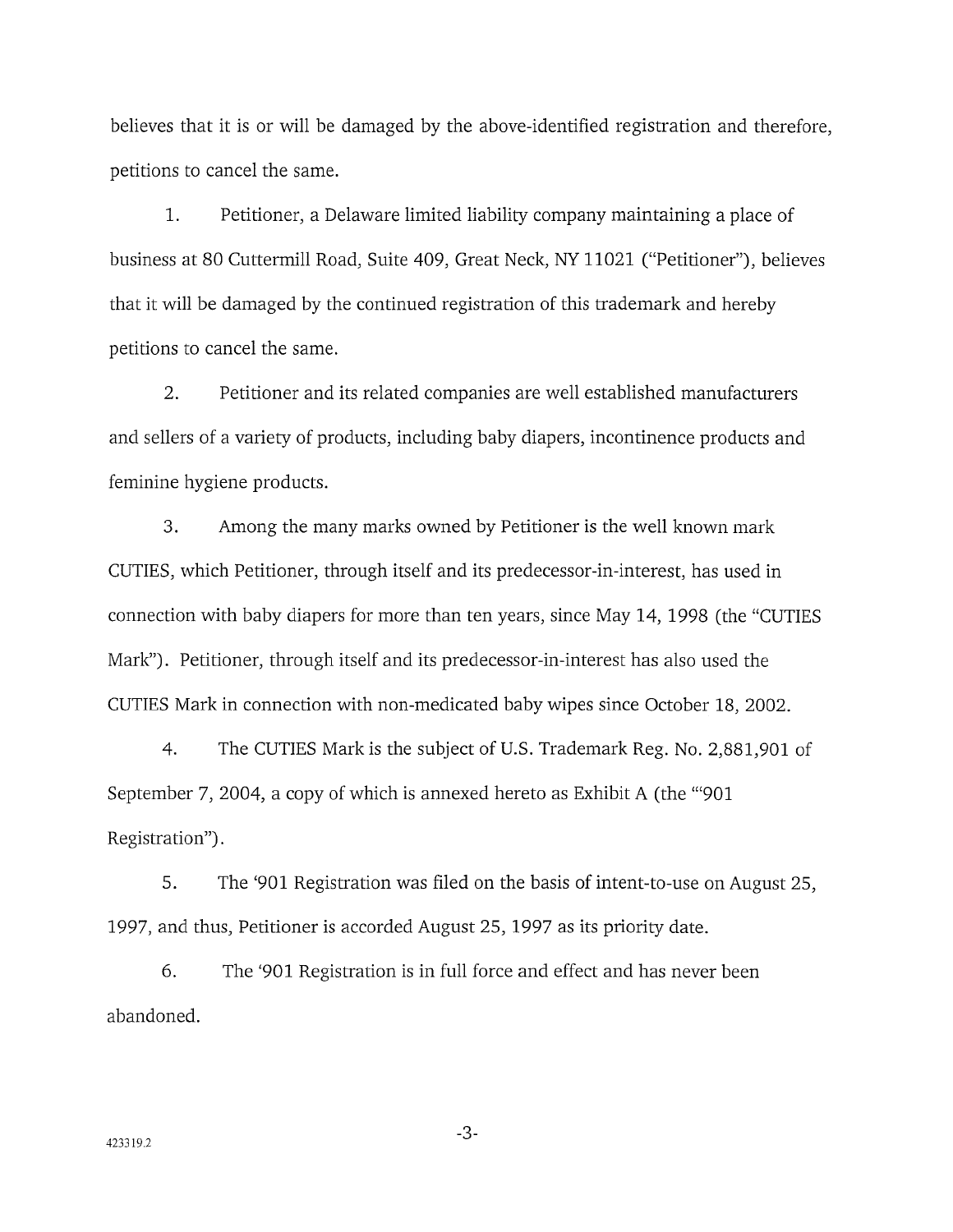believes that it is or will be damaged by the above-identified registration and therefore, petitions to cancel the same.

1. Petitioner, a Delaware limited liability company maintaining a place of business at 80 Cuttermill Road, Suite 409, Great Neck, NY 11021 ("Petitioner"), believes that it will be damaged by the continued registration of this trademark and hereby petitions to cancel the same.

2. Petitioner and its related companies are well established manufacturers and sellers of a variety of products, including baby diapers, incontinence products and feminine hygiene products.

3. Among the many marks owned by Petitioner is the well known mark CUTIES, which Petitioner, through itself and its predecessor-in-interest, has used in connection with baby diapers for more than ten years, since May 14, 1998 (the "CUTIES Mark"). Petitioner, through itself and its predecessor-in-interest has also used the CUTIES Mark in connection with non-medicated baby wipes since October 18, 2002.

4. The CUTIES Mark is the subject of U.S. Trademark Reg. No. 2,881,901 of September 7, 2004, a copy of which is annexed hereto as Exhibit A (the "'901 Registration").

5. The '901 Registration was filed on the basis of intent-to-use on August 25, 1997, and thus, Petitioner is accorded August 25, 1997 as its priority date.

6. The '901 Registration is in full force and effect and has never been abandoned.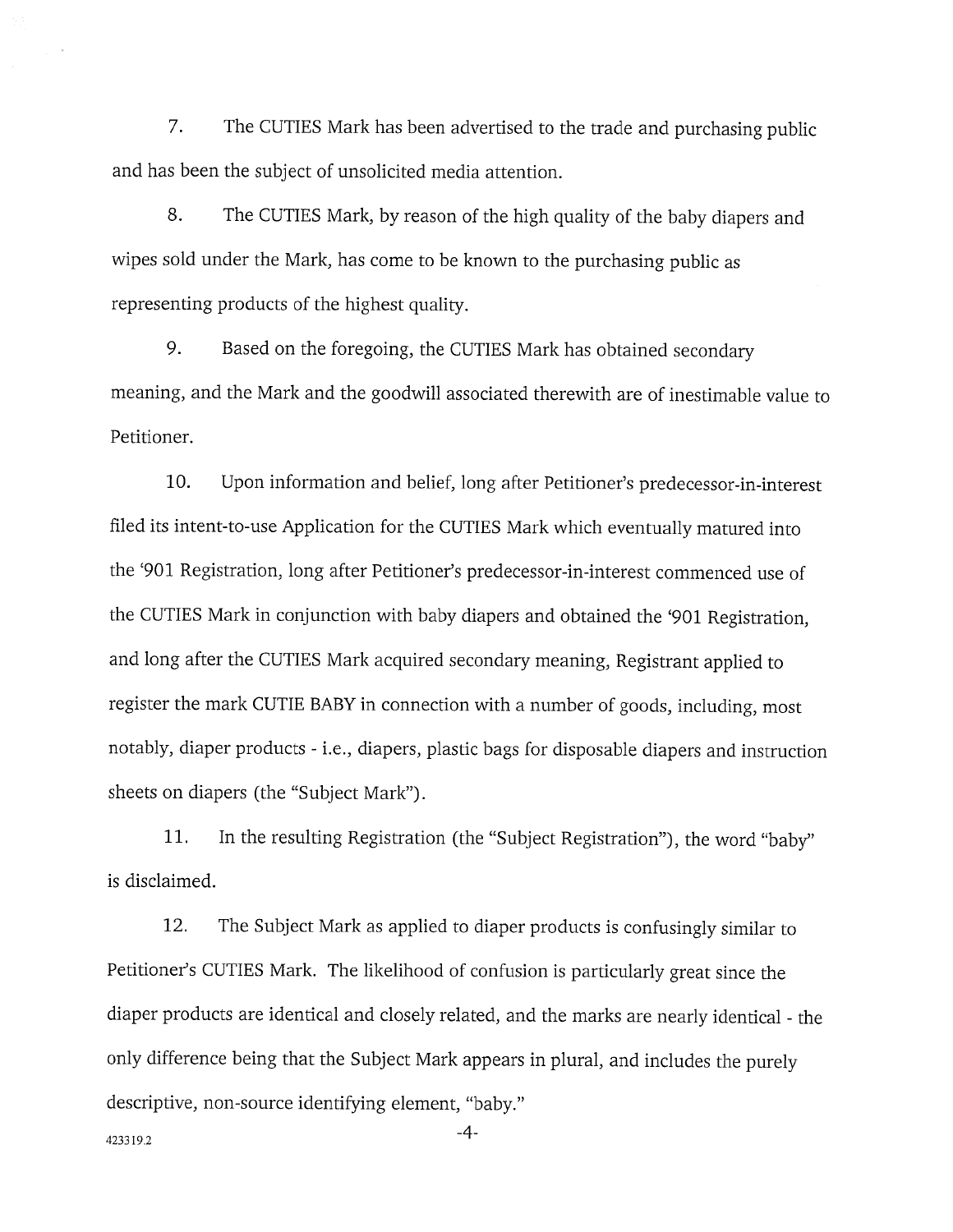7. The CUTIES Mark has been advertised to the trade and purchasing public and has been the subject of unsolicited media attention.

8. The CUTIES Mark, by reason of the high quality of the baby diapers and wipes sold under the Mark, has come to be known to the purchasing public as representing products of the highest quality.

9. Based on the foregoing, the CUTIES Mark has obtained secondary meaning, and the Mark and the goodwill associated therewith are of inestimable value to Petitioner.

10. Upon information and belief, long after Petitioner's predecessor-in-interest filed its intent-to-use Application for the CUTIES Mark which eventually matured into the '901 Registration, long after Petitioner's predecessor-in-interest commenced use of the CUTIES Mark in conjunction with baby diapers and obtained the '901 Registration, and long after the CUTIES Mark acquired secondary meaning, Registrant applied to register the mark CUTIE BABY in connection with a number of goods, including, most notably, diaper products - i.e., diapers, plastic bags for disposable diapers and instruction sheets on diapers (the "Subject Mark").

11. In the resulting Registration (the "Subject Registration"), the word "baby" is disclaimed.

12. The Subject Mark as applied to diaper products is confusingly similar to Petitioner's CUTIES Mark. The likelihood of confusion is particularly great since the diaper products are identical and closely related, and the marks are nearly identical - the only difference being that the Subject Mark appears in plural, and includes the purely descriptive, non-source identifying element, "baby."

423319.2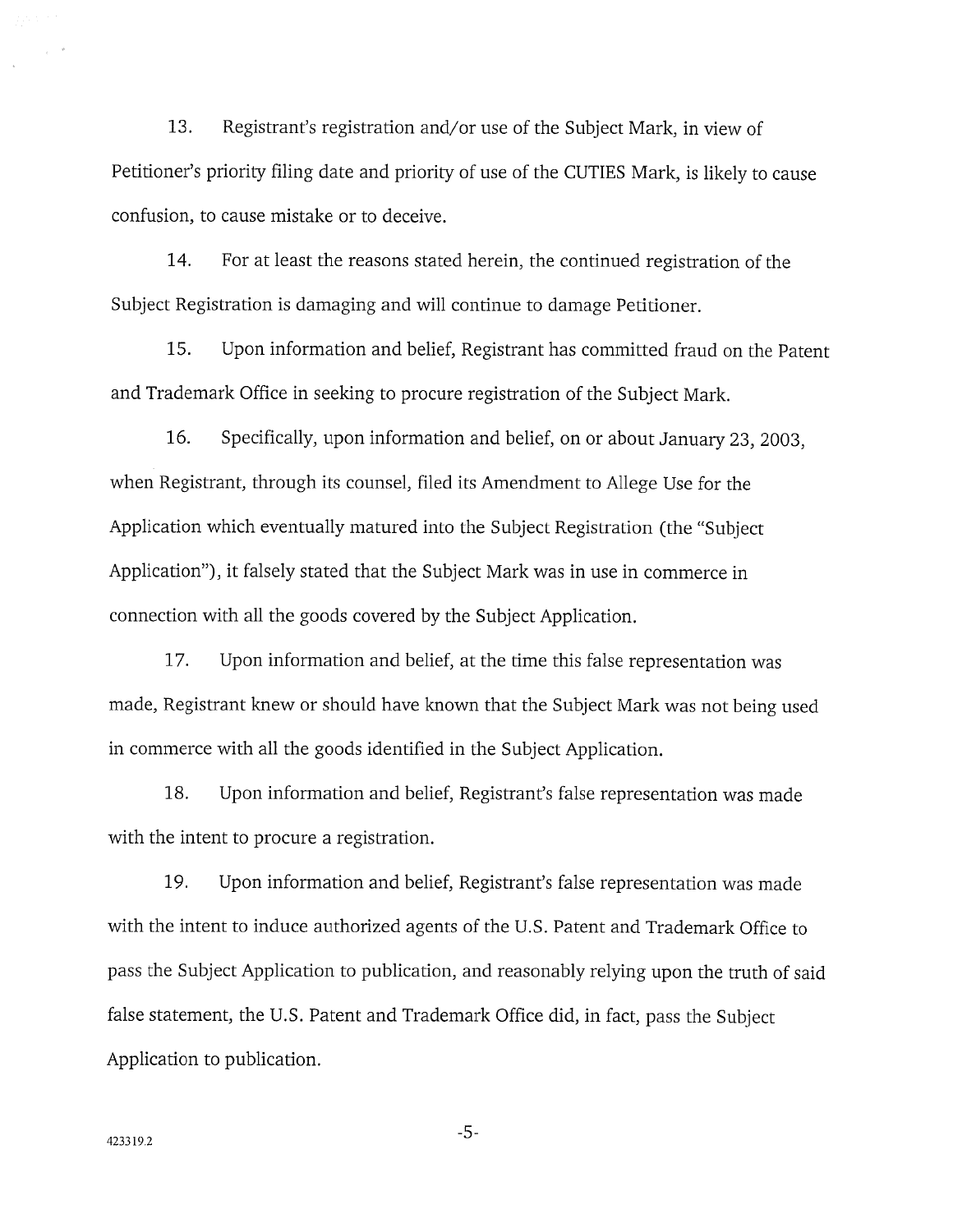13. Registrant's registration and/or use of the Subject Mark, in view of Petitioner's priority filing date and priority of use of the CUTIES Mark, is likely to cause confusion, to cause mistake or to deceive.

14. For at least the reasons stated herein, the continued registration of the Subject Registration is damaging and will continue to damage Petitioner.

15. Upon information and belief, Registrant has committed fraud on the Patent and Trademark Office in seeking to procure registration of the Subject Mark.

16. Specifically, upon information and belief, on or about January 23, 2003, when Registrant, through its counsel, filed its Amendment to Allege Use for the Application which eventually matured into the Subject Registration (the "Subject Application"), it falsely stated that the Subject Mark was in use in commerce in connection with all the goods covered by the Subject Application.

17. Upon information and belief, at the time this false representation was made, Registrant knew or should have known that the Subject Mark was not being used in commerce with all the goods identified in the Subject Application.

18. Upon information and belief, Registrant's false representation was made with the intent to procure a registration.

19. Upon information and belief, Registrant's false representation was made with the intent to induce authorized agents of the U.S. Patent and Trademark Office to pass the Subject Application to publication, and reasonably relying upon the truth of said false statement, the U.S. Patent and Trademark Office did, in fact, pass the Subject Application to publication.

423319.2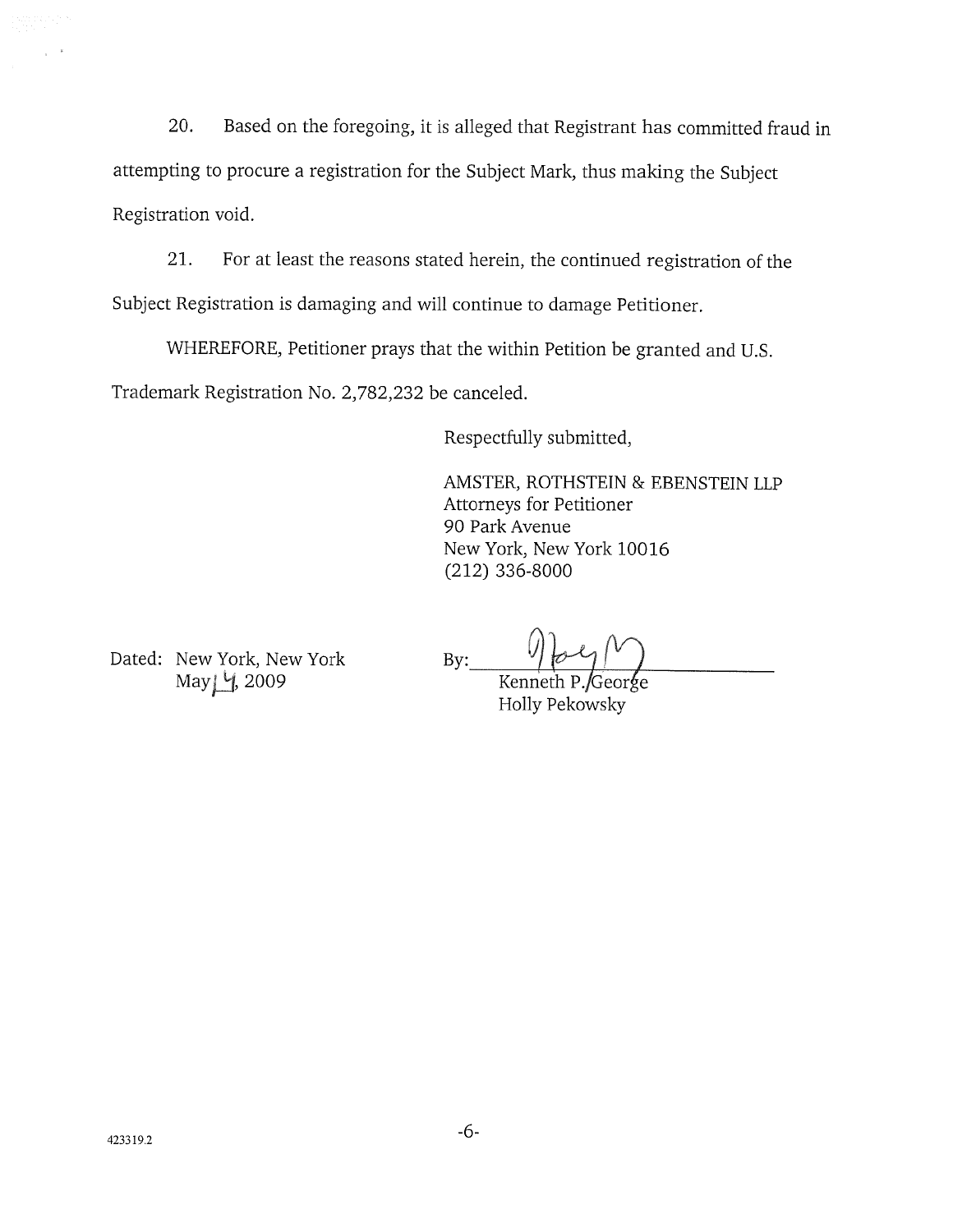20. Based on the foregoing, it is alleged that Registrant has committed fraud in attempting to procure a registration for the Subject Mark, thus making the Subject Registration void.

21. For at least the reasons stated herein, the continued registration of the Subject Registration is damaging and will continue to damage Petitioner.

WHEREFORE, Petitioner prays that the within Petition be granted and U.S. Trademark Registration No. 2,782,232 be canceled.

Respectfully submitted,

AMSTER, ROTHSTEIN & EBENSTEIN LLP
Attorneys for Petitioner
90 Park Avenue
New York, New York 10016
(212) 336-8000

Dated: New York, New York
May 14, 2009

By: ______________________
Kenneth P. George
Holly Pekowsky

423319.2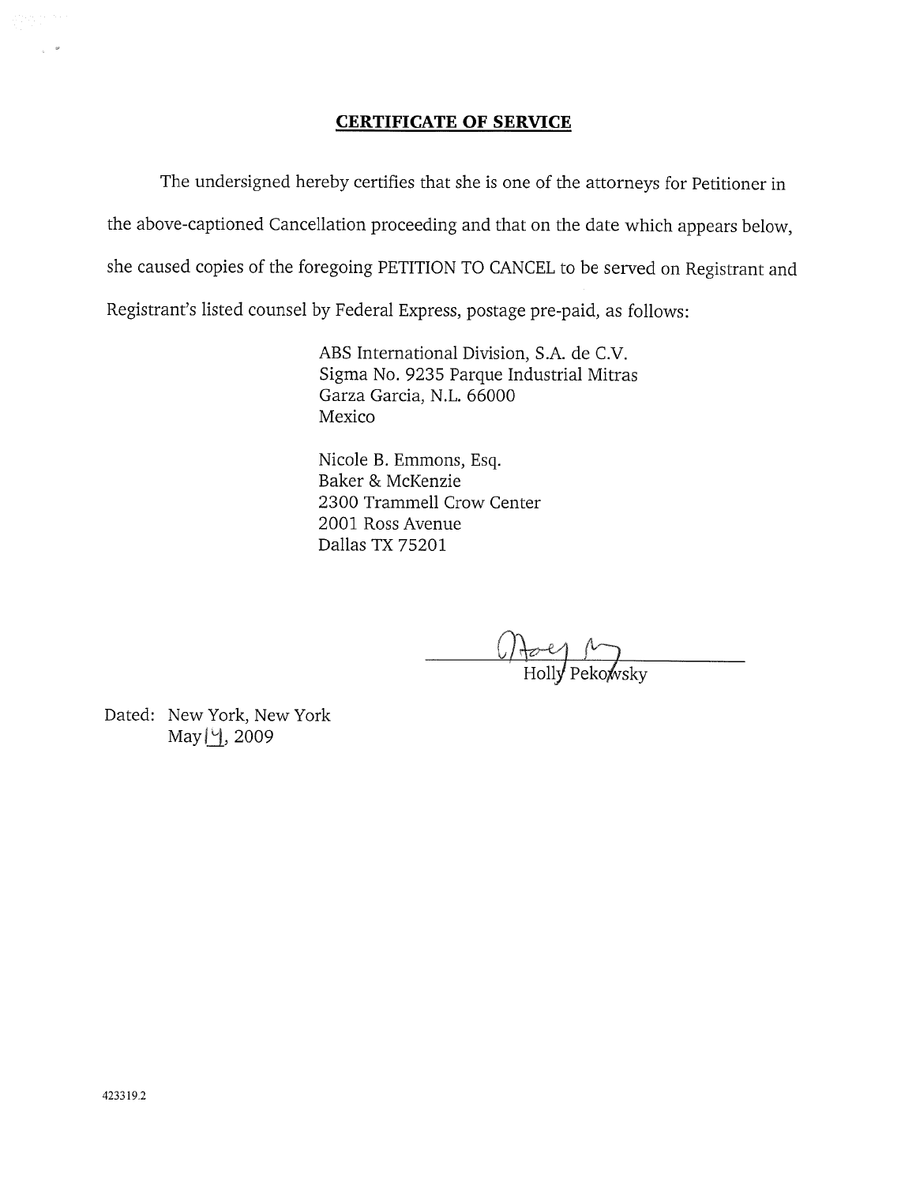## CERTIFICATE OF SERVICE

The undersigned hereby certifies that she is one of the attorneys for Petitioner in the above-captioned Cancellation proceeding and that on the date which appears below, she caused copies of the foregoing PETITION TO CANCEL to be served on Registrant and Registrant's listed counsel by Federal Express, postage pre-paid, as follows:

ABS International Division, S.A. de C.V.
Sigma No. 9235 Parque Industrial Mitras
Garza Garcia, N.L. 66000
Mexico

Nicole B. Emmons, Esq.
Baker & McKenzie
2300 Trammell Crow Center
2001 Ross Avenue
Dallas TX 75201

Holly Pekowsky

Dated: New York, New York
May 14, 2009

423319.2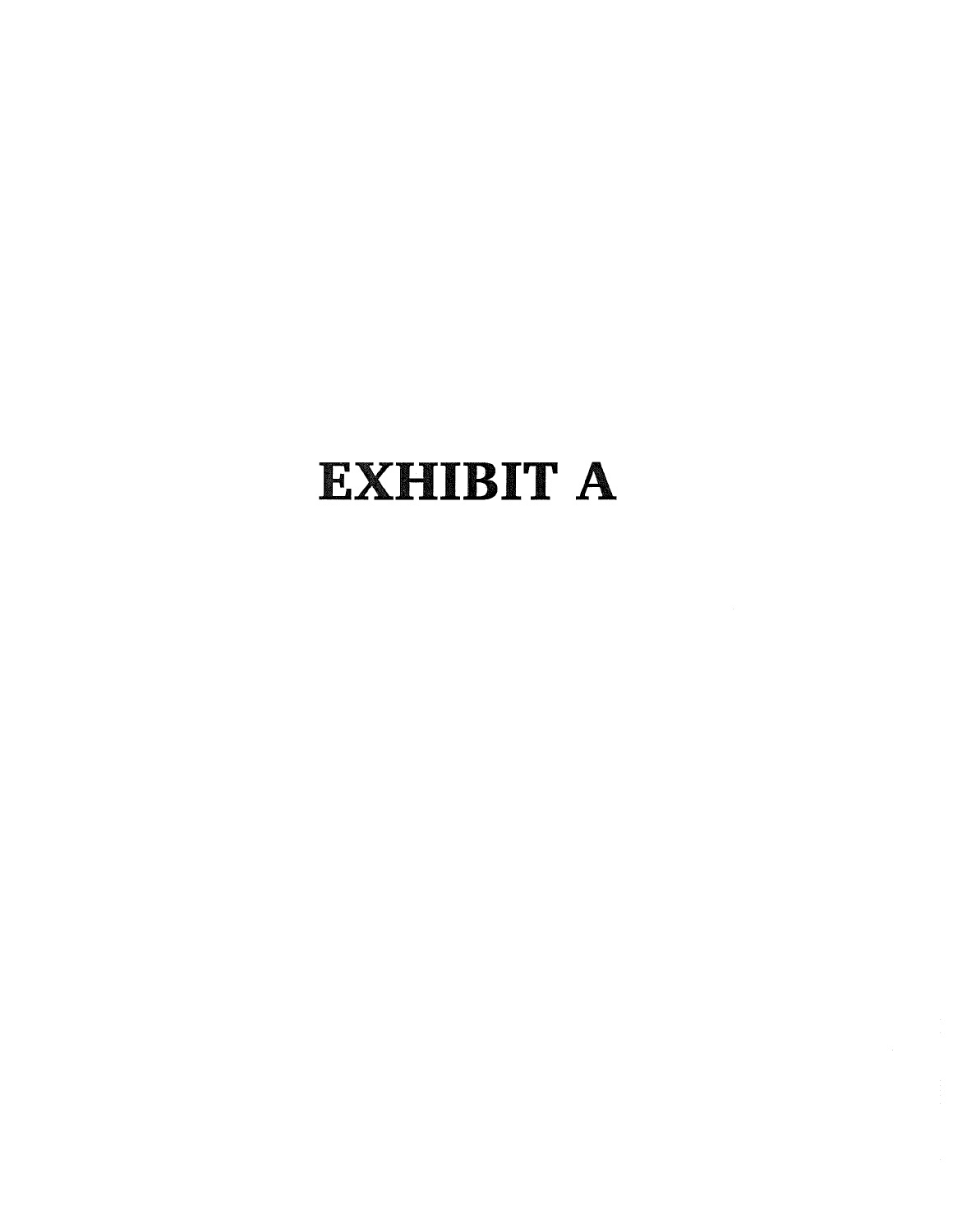# EXHIBIT A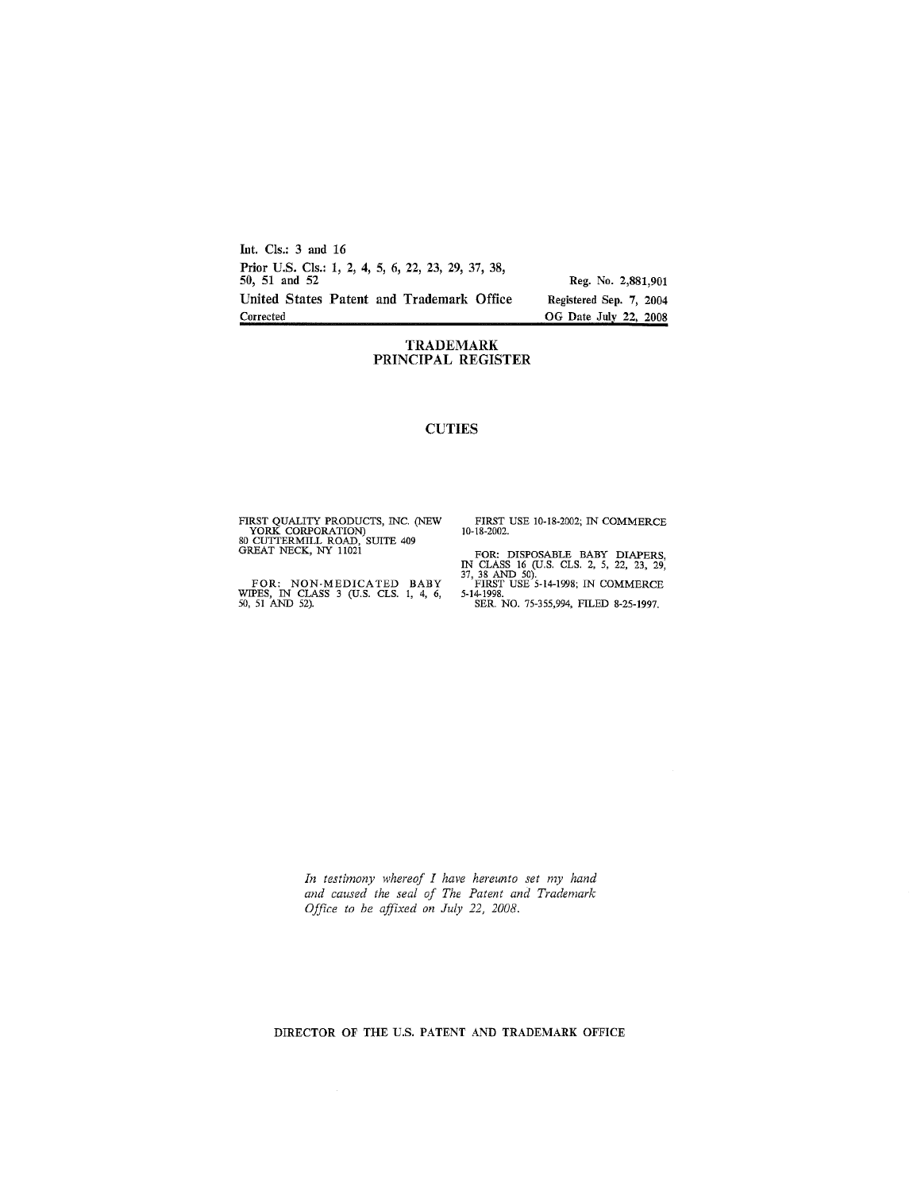Int. Cls.: 3 and 16

Prior U.S. Cls.: 1, 2, 4, 5, 6, 22, 23, 29, 37, 38, 50, 51 and 52

Reg. No. 2,881,901

United States Patent and Trademark Office

Registered Sep. 7, 2004

Corrected

OG Date July 22, 2008

## TRADEMARK
## PRINCIPAL REGISTER

### CUTIES

FIRST QUALITY PRODUCTS, INC. (NEW YORK CORPORATION)
80 CUTTERMILL ROAD, SUITE 409
GREAT NECK, NY 11021

FOR: NON-MEDICATED BABY WIPES, IN CLASS 3 (U.S. CLS. 1, 4, 6, 50, 51 AND 52).

FIRST USE 10-18-2002; IN COMMERCE 10-18-2002.

FOR: DISPOSABLE BABY DIAPERS, IN CLASS 16 (U.S. CLS. 2, 5, 22, 23, 29, 37, 38 AND 50).

FIRST USE 5-14-1998; IN COMMERCE 5-14-1998.

SER. NO. 75-355,994, FILED 8-25-1997.

*In testimony whereof I have hereunto set my hand and caused the seal of The Patent and Trademark Office to be affixed on July 22, 2008.*

DIRECTOR OF THE U.S. PATENT AND TRADEMARK OFFICE